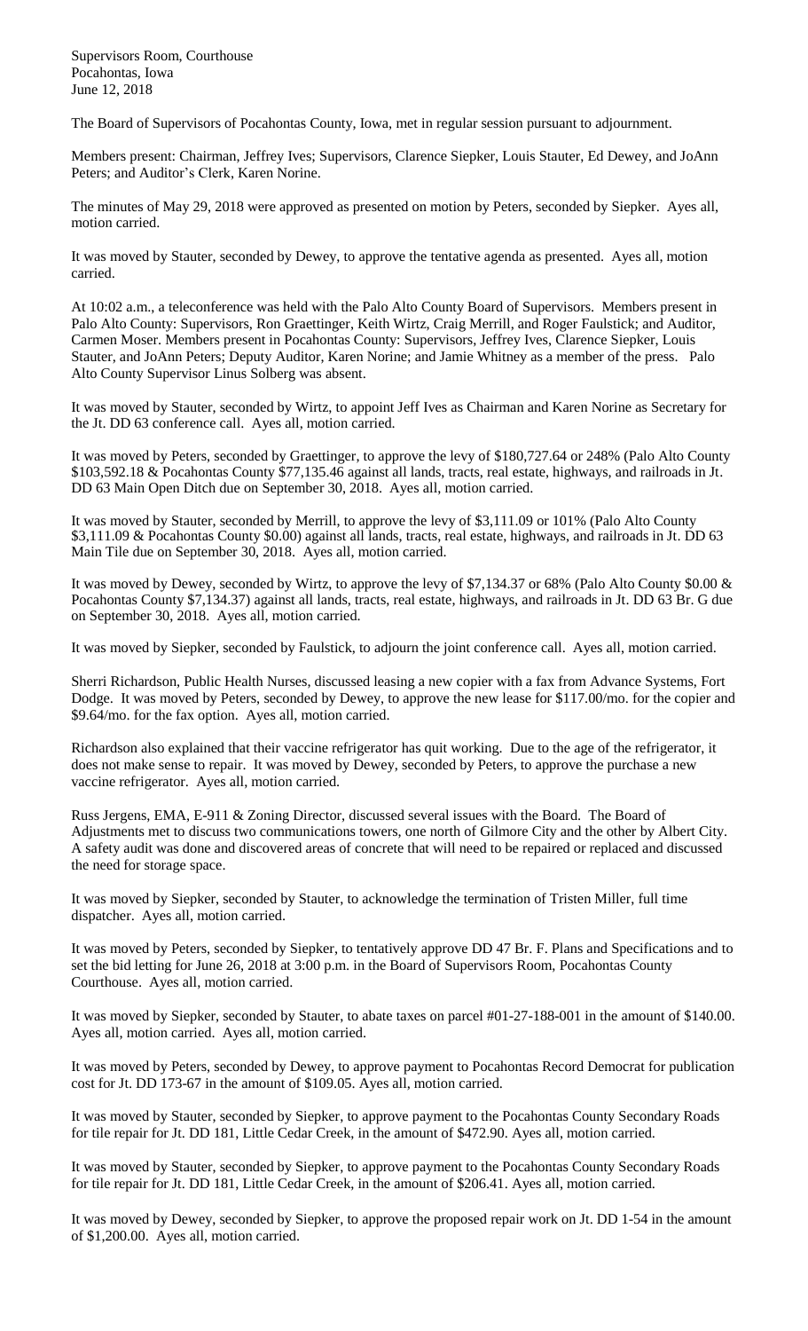Supervisors Room, Courthouse
Pocahontas, Iowa
June 12, 2018

The Board of Supervisors of Pocahontas County, Iowa, met in regular session pursuant to adjournment.

Members present: Chairman, Jeffrey Ives; Supervisors, Clarence Siepker, Louis Stauter, Ed Dewey, and JoAnn Peters; and Auditor's Clerk, Karen Norine.

The minutes of May 29, 2018 were approved as presented on motion by Peters, seconded by Siepker. Ayes all, motion carried.

It was moved by Stauter, seconded by Dewey, to approve the tentative agenda as presented. Ayes all, motion carried.

At 10:02 a.m., a teleconference was held with the Palo Alto County Board of Supervisors. Members present in Palo Alto County: Supervisors, Ron Graettinger, Keith Wirtz, Craig Merrill, and Roger Faulstick; and Auditor, Carmen Moser. Members present in Pocahontas County: Supervisors, Jeffrey Ives, Clarence Siepker, Louis Stauter, and JoAnn Peters; Deputy Auditor, Karen Norine; and Jamie Whitney as a member of the press. Palo Alto County Supervisor Linus Solberg was absent.

It was moved by Stauter, seconded by Wirtz, to appoint Jeff Ives as Chairman and Karen Norine as Secretary for the Jt. DD 63 conference call. Ayes all, motion carried.

It was moved by Peters, seconded by Graettinger, to approve the levy of $180,727.64 or 248% (Palo Alto County $103,592.18 & Pocahontas County $77,135.46 against all lands, tracts, real estate, highways, and railroads in Jt. DD 63 Main Open Ditch due on September 30, 2018. Ayes all, motion carried.

It was moved by Stauter, seconded by Merrill, to approve the levy of $3,111.09 or 101% (Palo Alto County $3,111.09 & Pocahontas County $0.00) against all lands, tracts, real estate, highways, and railroads in Jt. DD 63 Main Tile due on September 30, 2018. Ayes all, motion carried.

It was moved by Dewey, seconded by Wirtz, to approve the levy of $7,134.37 or 68% (Palo Alto County $0.00 & Pocahontas County $7,134.37) against all lands, tracts, real estate, highways, and railroads in Jt. DD 63 Br. G due on September 30, 2018. Ayes all, motion carried.

It was moved by Siepker, seconded by Faulstick, to adjourn the joint conference call. Ayes all, motion carried.

Sherri Richardson, Public Health Nurses, discussed leasing a new copier with a fax from Advance Systems, Fort Dodge. It was moved by Peters, seconded by Dewey, to approve the new lease for $117.00/mo. for the copier and $9.64/mo. for the fax option. Ayes all, motion carried.

Richardson also explained that their vaccine refrigerator has quit working. Due to the age of the refrigerator, it does not make sense to repair. It was moved by Dewey, seconded by Peters, to approve the purchase a new vaccine refrigerator. Ayes all, motion carried.

Russ Jergens, EMA, E-911 & Zoning Director, discussed several issues with the Board. The Board of Adjustments met to discuss two communications towers, one north of Gilmore City and the other by Albert City. A safety audit was done and discovered areas of concrete that will need to be repaired or replaced and discussed the need for storage space.

It was moved by Siepker, seconded by Stauter, to acknowledge the termination of Tristen Miller, full time dispatcher. Ayes all, motion carried.

It was moved by Peters, seconded by Siepker, to tentatively approve DD 47 Br. F. Plans and Specifications and to set the bid letting for June 26, 2018 at 3:00 p.m. in the Board of Supervisors Room, Pocahontas County Courthouse. Ayes all, motion carried.

It was moved by Siepker, seconded by Stauter, to abate taxes on parcel #01-27-188-001 in the amount of $140.00. Ayes all, motion carried. Ayes all, motion carried.

It was moved by Peters, seconded by Dewey, to approve payment to Pocahontas Record Democrat for publication cost for Jt. DD 173-67 in the amount of $109.05. Ayes all, motion carried.

It was moved by Stauter, seconded by Siepker, to approve payment to the Pocahontas County Secondary Roads for tile repair for Jt. DD 181, Little Cedar Creek, in the amount of $472.90. Ayes all, motion carried.

It was moved by Stauter, seconded by Siepker, to approve payment to the Pocahontas County Secondary Roads for tile repair for Jt. DD 181, Little Cedar Creek, in the amount of $206.41. Ayes all, motion carried.

It was moved by Dewey, seconded by Siepker, to approve the proposed repair work on Jt. DD 1-54 in the amount of $1,200.00. Ayes all, motion carried.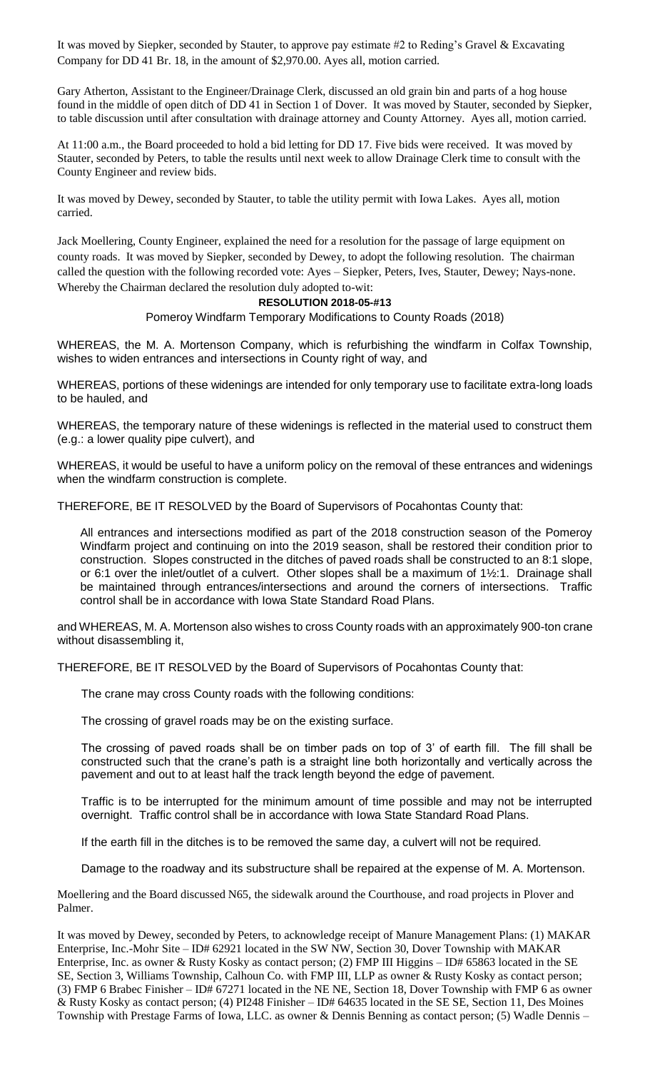It was moved by Siepker, seconded by Stauter, to approve pay estimate #2 to Reding's Gravel & Excavating Company for DD 41 Br. 18, in the amount of $2,970.00. Ayes all, motion carried.

Gary Atherton, Assistant to the Engineer/Drainage Clerk, discussed an old grain bin and parts of a hog house found in the middle of open ditch of DD 41 in Section 1 of Dover. It was moved by Stauter, seconded by Siepker, to table discussion until after consultation with drainage attorney and County Attorney. Ayes all, motion carried.

At 11:00 a.m., the Board proceeded to hold a bid letting for DD 17. Five bids were received. It was moved by Stauter, seconded by Peters, to table the results until next week to allow Drainage Clerk time to consult with the County Engineer and review bids.

It was moved by Dewey, seconded by Stauter, to table the utility permit with Iowa Lakes. Ayes all, motion carried.

Jack Moellering, County Engineer, explained the need for a resolution for the passage of large equipment on county roads. It was moved by Siepker, seconded by Dewey, to adopt the following resolution. The chairman called the question with the following recorded vote: Ayes – Siepker, Peters, Ives, Stauter, Dewey; Nays-none. Whereby the Chairman declared the resolution duly adopted to-wit:

**RESOLUTION 2018-05-#13**

Pomeroy Windfarm Temporary Modifications to County Roads (2018)

WHEREAS, the M. A. Mortenson Company, which is refurbishing the windfarm in Colfax Township, wishes to widen entrances and intersections in County right of way, and

WHEREAS, portions of these widenings are intended for only temporary use to facilitate extra-long loads to be hauled, and

WHEREAS, the temporary nature of these widenings is reflected in the material used to construct them (e.g.: a lower quality pipe culvert), and

WHEREAS, it would be useful to have a uniform policy on the removal of these entrances and widenings when the windfarm construction is complete.

THEREFORE, BE IT RESOLVED by the Board of Supervisors of Pocahontas County that:

All entrances and intersections modified as part of the 2018 construction season of the Pomeroy Windfarm project and continuing on into the 2019 season, shall be restored their condition prior to construction. Slopes constructed in the ditches of paved roads shall be constructed to an 8:1 slope, or 6:1 over the inlet/outlet of a culvert. Other slopes shall be a maximum of 1½:1. Drainage shall be maintained through entrances/intersections and around the corners of intersections. Traffic control shall be in accordance with Iowa State Standard Road Plans.

and WHEREAS, M. A. Mortenson also wishes to cross County roads with an approximately 900-ton crane without disassembling it,

THEREFORE, BE IT RESOLVED by the Board of Supervisors of Pocahontas County that:

The crane may cross County roads with the following conditions:

The crossing of gravel roads may be on the existing surface.

The crossing of paved roads shall be on timber pads on top of 3' of earth fill. The fill shall be constructed such that the crane's path is a straight line both horizontally and vertically across the pavement and out to at least half the track length beyond the edge of pavement.

Traffic is to be interrupted for the minimum amount of time possible and may not be interrupted overnight. Traffic control shall be in accordance with Iowa State Standard Road Plans.

If the earth fill in the ditches is to be removed the same day, a culvert will not be required.

Damage to the roadway and its substructure shall be repaired at the expense of M. A. Mortenson.

Moellering and the Board discussed N65, the sidewalk around the Courthouse, and road projects in Plover and Palmer.

It was moved by Dewey, seconded by Peters, to acknowledge receipt of Manure Management Plans: (1) MAKAR Enterprise, Inc.-Mohr Site – ID# 62921 located in the SW NW, Section 30, Dover Township with MAKAR Enterprise, Inc. as owner & Rusty Kosky as contact person; (2) FMP III Higgins – ID# 65863 located in the SE SE, Section 3, Williams Township, Calhoun Co. with FMP III, LLP as owner & Rusty Kosky as contact person; (3) FMP 6 Brabec Finisher – ID# 67271 located in the NE NE, Section 18, Dover Township with FMP 6 as owner & Rusty Kosky as contact person; (4) PI248 Finisher – ID# 64635 located in the SE SE, Section 11, Des Moines Township with Prestage Farms of Iowa, LLC. as owner & Dennis Benning as contact person; (5) Wadle Dennis –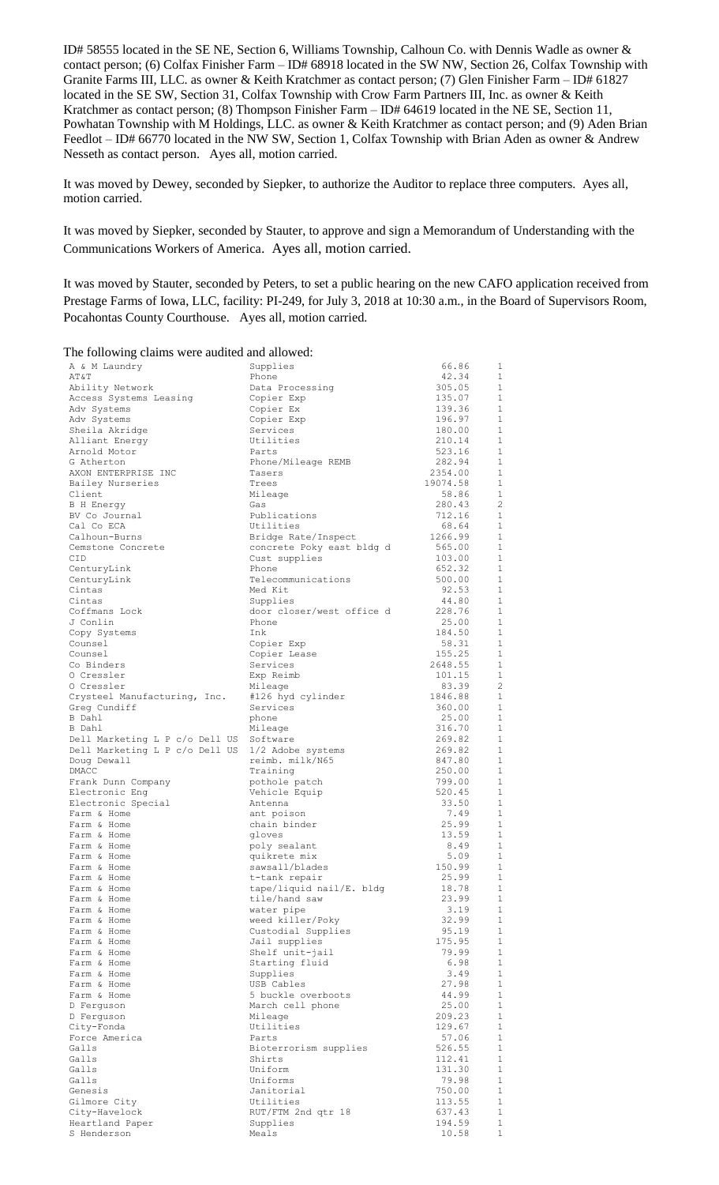ID# 58555 located in the SE NE, Section 6, Williams Township, Calhoun Co. with Dennis Wadle as owner & contact person; (6) Colfax Finisher Farm – ID# 68918 located in the SW NW, Section 26, Colfax Township with Granite Farms III, LLC. as owner & Keith Kratchmer as contact person; (7) Glen Finisher Farm – ID# 61827 located in the SE SW, Section 31, Colfax Township with Crow Farm Partners III, Inc. as owner & Keith Kratchmer as contact person; (8) Thompson Finisher Farm – ID# 64619 located in the NE SE, Section 11, Powhatan Township with M Holdings, LLC. as owner & Keith Kratchmer as contact person; and (9) Aden Brian Feedlot – ID# 66770 located in the NW SW, Section 1, Colfax Township with Brian Aden as owner & Andrew Nesseth as contact person. Ayes all, motion carried.

It was moved by Dewey, seconded by Siepker, to authorize the Auditor to replace three computers. Ayes all, motion carried.

It was moved by Siepker, seconded by Stauter, to approve and sign a Memorandum of Understanding with the Communications Workers of America. Ayes all, motion carried.

It was moved by Stauter, seconded by Peters, to set a public hearing on the new CAFO application received from Prestage Farms of Iowa, LLC, facility: PI-249, for July 3, 2018 at 10:30 a.m., in the Board of Supervisors Room, Pocahontas County Courthouse. Ayes all, motion carried.

The following claims were audited and allowed:

| | | | |
|---|---|---|---|
| A & M Laundry | Supplies | 66.86 | 1 |
| AT&T | Phone | 42.34 | 1 |
| Ability Network | Data Processing | 305.05 | 1 |
| Access Systems Leasing | Copier Exp | 135.07 | 1 |
| Adv Systems | Copier Ex | 139.36 | 1 |
| Adv Systems | Copier Exp | 196.97 | 1 |
| Sheila Akridge | Services | 180.00 | 1 |
| Alliant Energy | Utilities | 210.14 | 1 |
| Arnold Motor | Parts | 523.16 | 1 |
| G Atherton | Phone/Mileage REMB | 282.94 | 1 |
| AXON ENTERPRISE INC | Tasers | 2354.00 | 1 |
| Bailey Nurseries | Trees | 19074.58 | 1 |
| Client | Mileage | 58.86 | 1 |
| B H Energy | Gas | 280.43 | 2 |
| BV Co Journal | Publications | 712.16 | 1 |
| Cal Co ECA | Utilities | 68.64 | 1 |
| Calhoun-Burns | Bridge Rate/Inspect | 1266.99 | 1 |
| Cemstone Concrete | concrete Poky east bldg d | 565.00 | 1 |
| CID | Cust supplies | 103.00 | 1 |
| CenturyLink | Phone | 652.32 | 1 |
| CenturyLink | Telecommunications | 500.00 | 1 |
| Cintas | Med Kit | 92.53 | 1 |
| Cintas | Supplies | 44.80 | 1 |
| Coffmans Lock | door closer/west office d | 228.76 | 1 |
| J Conlin | Phone | 25.00 | 1 |
| Copy Systems | Ink | 184.50 | 1 |
| Counsel | Copier Exp | 58.31 | 1 |
| Counsel | Copier Lease | 155.25 | 1 |
| Co Binders | Services | 2648.55 | 1 |
| O Cressler | Exp Reimb | 101.15 | 1 |
| O Cressler | Mileage | 83.39 | 2 |
| Crysteel Manufacturing, Inc. | #126 hyd cylinder | 1846.88 | 1 |
| Greg Cundiff | Services | 360.00 | 1 |
| B Dahl | phone | 25.00 | 1 |
| B Dahl | Mileage | 316.70 | 1 |
| Dell Marketing L P c/o Dell US | Software | 269.82 | 1 |
| Dell Marketing L P c/o Dell US | 1/2 Adobe systems | 269.82 | 1 |
| Doug Dewall | reimb. milk/N65 | 847.80 | 1 |
| DMACC | Training | 250.00 | 1 |
| Frank Dunn Company | pothole patch | 799.00 | 1 |
| Electronic Eng | Vehicle Equip | 520.45 | 1 |
| Electronic Special | Antenna | 33.50 | 1 |
| Farm & Home | ant poison | 7.49 | 1 |
| Farm & Home | chain binder | 25.99 | 1 |
| Farm & Home | gloves | 13.59 | 1 |
| Farm & Home | poly sealant | 8.49 | 1 |
| Farm & Home | quikrete mix | 5.09 | 1 |
| Farm & Home | sawsall/blades | 150.99 | 1 |
| Farm & Home | t-tank repair | 25.99 | 1 |
| Farm & Home | tape/liquid nail/E. bldg | 18.78 | 1 |
| Farm & Home | tile/hand saw | 23.99 | 1 |
| Farm & Home | water pipe | 3.19 | 1 |
| Farm & Home | weed killer/Poky | 32.99 | 1 |
| Farm & Home | Custodial Supplies | 95.19 | 1 |
| Farm & Home | Jail supplies | 175.95 | 1 |
| Farm & Home | Shelf unit-jail | 79.99 | 1 |
| Farm & Home | Starting fluid | 6.98 | 1 |
| Farm & Home | Supplies | 3.49 | 1 |
| Farm & Home | USB Cables | 27.98 | 1 |
| Farm & Home | 5 buckle overboots | 44.99 | 1 |
| D Ferguson | March cell phone | 25.00 | 1 |
| D Ferguson | Mileage | 209.23 | 1 |
| City-Fonda | Utilities | 129.67 | 1 |
| Force America | Parts | 57.06 | 1 |
| Galls | Bioterrorism supplies | 526.55 | 1 |
| Galls | Shirts | 112.41 | 1 |
| Galls | Uniform | 131.30 | 1 |
| Galls | Uniforms | 79.98 | 1 |
| Genesis | Janitorial | 750.00 | 1 |
| Gilmore City | Utilities | 113.55 | 1 |
| City-Havelock | RUT/FTM 2nd qtr 18 | 637.43 | 1 |
| Heartland Paper | Supplies | 194.59 | 1 |
| S Henderson | Meals | 10.58 | 1 |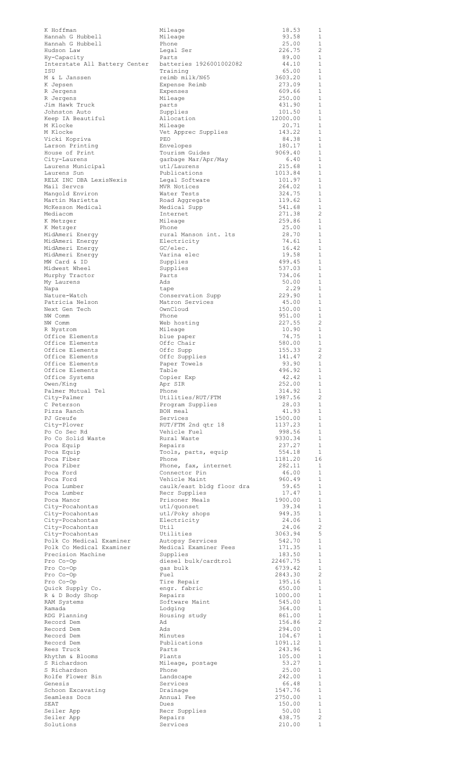| | | | |
|---|---|---|---|
| K Hoffman | Mileage | 18.53 | 1 |
| Hannah G Hubbell | Mileage | 93.58 | 1 |
| Hannah G Hubbell | Phone | 25.00 | 1 |
| Hudson Law | Legal Ser | 226.75 | 2 |
| Hy-Capacity | Parts | 89.00 | 1 |
| Interstate All Battery Center | batteries 1926001002082 | 44.10 | 1 |
| ISU | Training | 65.00 | 1 |
| M & L Janssen | reimb milk/N65 | 3603.20 | 1 |
| K Jepsen | Expense Reimb | 273.09 | 1 |
| R Jergens | Expenses | 609.66 | 1 |
| R Jergens | Mileage | 250.00 | 1 |
| Jim Hawk Truck | parts | 431.90 | 1 |
| Johnston Auto | Supplies | 101.50 | 1 |
| Keep IA Beautiful | Allocation | 12000.00 | 1 |
| M Klocke | Mileage | 20.71 | 1 |
| M Klocke | Vet Apprec Supplies | 143.22 | 1 |
| Vicki Kopriva | PEO | 84.38 | 1 |
| Larson Printing | Envelopes | 180.17 | 1 |
| House of Print | Tourism Guides | 9069.40 | 1 |
| City-Laurens | garbage Mar/Apr/May | 6.40 | 1 |
| Laurens Municipal | utl/Laurens | 215.68 | 1 |
| Laurens Sun | Publications | 1013.84 | 1 |
| RELX INC DBA LexisNexis | Legal Software | 101.97 | 1 |
| Mail Servcs | MVR Notices | 264.02 | 1 |
| Mangold Environ | Water Tests | 324.75 | 1 |
| Martin Marietta | Road Aggregate | 119.62 | 1 |
| McKesson Medical | Medical Supp | 541.68 | 1 |
| Mediacom | Internet | 271.38 | 2 |
| K Metzger | Mileage | 259.86 | 1 |
| K Metzger | Phone | 25.00 | 1 |
| MidAmeri Energy | rural Manson int. lts | 28.70 | 1 |
| MidAmeri Energy | Electricity | 74.61 | 1 |
| MidAmeri Energy | GC/elec. | 16.42 | 1 |
| MidAmeri Energy | Varina elec | 19.58 | 1 |
| MW Card & ID | Supplies | 499.45 | 1 |
| Midwest Wheel | Supplies | 537.03 | 1 |
| Murphy Tractor | Parts | 734.06 | 1 |
| My Laurens | Ads | 50.00 | 1 |
| Napa | tape | 2.29 | 1 |
| Nature-Watch | Conservation Supp | 229.90 | 1 |
| Patricia Nelson | Matron Services | 45.00 | 1 |
| Next Gen Tech | OwnCloud | 150.00 | 1 |
| NW Comm | Phone | 951.00 | 1 |
| NW Comm | Web hosting | 227.55 | 2 |
| R Nystrom | Mileage | 10.90 | 1 |
| Office Elements | blue paper | 74.75 | 1 |
| Office Elements | Offc Chair | 580.00 | 1 |
| Office Elements | Offc Supp | 155.33 | 2 |
| Office Elements | Offc Supplies | 141.47 | 2 |
| Office Elements | Paper Towels | 93.90 | 1 |
| Office Elements | Table | 496.92 | 1 |
| Office Systems | Copier Exp | 42.42 | 1 |
| Owen/King | Apr SIR | 252.00 | 1 |
| Palmer Mutual Tel | Phone | 314.92 | 1 |
| City-Palmer | Utilities/RUT/FTM | 1987.56 | 2 |
| C Peterson | Program Supplies | 28.03 | 1 |
| Pizza Ranch | BOH meal | 41.93 | 1 |
| PJ Greufe | Services | 1500.00 | 1 |
| City-Plover | RUT/FTM 2nd qtr 18 | 1137.23 | 1 |
| Po Co Sec Rd | Vehicle Fuel | 998.56 | 1 |
| Po Co Solid Waste | Rural Waste | 9330.34 | 1 |
| Poca Equip | Repairs | 237.27 | 1 |
| Poca Equip | Tools, parts, equip | 554.18 | 1 |
| Poca Fiber | Phone | 1181.20 | 16 |
| Poca Fiber | Phone, fax, internet | 282.11 | 1 |
| Poca Ford | Connector Pin | 46.00 | 1 |
| Poca Ford | Vehicle Maint | 960.49 | 1 |
| Poca Lumber | caulk/east bldg floor dra | 59.65 | 1 |
| Poca Lumber | Recr Supplies | 17.47 | 1 |
| Poca Manor | Prisoner Meals | 1900.00 | 1 |
| City-Pocahontas | utl/quonset | 39.34 | 1 |
| City-Pocahontas | utl/Poky shops | 949.35 | 1 |
| City-Pocahontas | Electricity | 24.06 | 1 |
| City-Pocahontas | Util | 24.06 | 2 |
| City-Pocahontas | Utilities | 3063.94 | 5 |
| Polk Co Medical Examiner | Autopsy Services | 542.70 | 1 |
| Polk Co Medical Examiner | Medical Examiner Fees | 171.35 | 1 |
| Precision Machine | Supplies | 183.50 | 1 |
| Pro Co-Op | diesel bulk/cardtrol | 22467.75 | 1 |
| Pro Co-Op | gas bulk | 6739.42 | 1 |
| Pro Co-Op | Fuel | 2843.30 | 2 |
| Pro Co-Op | Tire Repair | 195.16 | 1 |
| Quick Supply Co. | engr. fabric | 650.00 | 1 |
| R & D Body Shop | Repairs | 1000.00 | 1 |
| RAM Systems | Software Maint | 545.00 | 1 |
| Ramada | Lodging | 364.00 | 1 |
| RDG Planning | Housing study | 861.00 | 1 |
| Record Dem | Ad | 156.86 | 2 |
| Record Dem | Ads | 294.00 | 1 |
| Record Dem | Minutes | 104.67 | 1 |
| Record Dem | Publications | 1091.12 | 1 |
| Rees Truck | Parts | 243.96 | 1 |
| Rhythm & Blooms | Plants | 105.00 | 1 |
| S Richardson | Mileage, postage | 53.27 | 1 |
| S Richardson | Phone | 25.00 | 1 |
| Rolfe Flower Bin | Landscape | 242.00 | 1 |
| Genesis | Services | 66.48 | 1 |
| Schoon Excavating | Drainage | 1547.76 | 1 |
| Seamless Docs | Annual Fee | 2750.00 | 1 |
| SEAT | Dues | 150.00 | 1 |
| Seiler App | Recr Supplies | 50.00 | 1 |
| Seiler App | Repairs | 438.75 | 2 |
| Solutions | Services | 210.00 | 1 |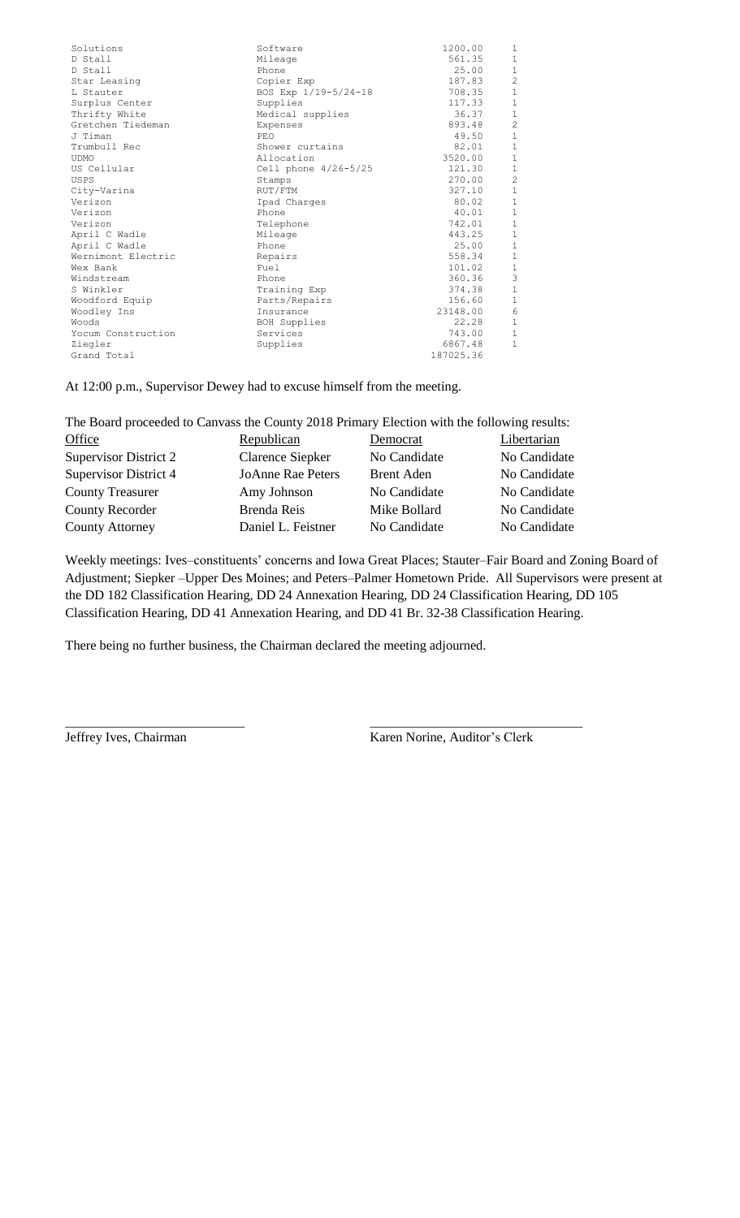| | | | |
|---|---|---|---|
| Solutions | Software | 1200.00 | 1 |
| D Stall | Mileage | 561.35 | 1 |
| D Stall | Phone | 25.00 | 1 |
| Star Leasing | Copier Exp | 187.83 | 2 |
| L Stauter | BOS Exp 1/19-5/24-18 | 708.35 | 1 |
| Surplus Center | Supplies | 117.33 | 1 |
| Thrifty White | Medical supplies | 36.37 | 1 |
| Gretchen Tiedeman | Expenses | 893.48 | 2 |
| J Timan | PEO | 49.50 | 1 |
| Trumbull Rec | Shower curtains | 82.01 | 1 |
| UDMO | Allocation | 3520.00 | 1 |
| US Cellular | Cell phone 4/26-5/25 | 121.30 | 1 |
| USPS | Stamps | 270.00 | 2 |
| City-Varina | RUT/FTM | 327.10 | 1 |
| Verizon | Ipad Charges | 80.02 | 1 |
| Verizon | Phone | 40.01 | 1 |
| Verizon | Telephone | 742.01 | 1 |
| April C Wadle | Mileage | 443.25 | 1 |
| April C Wadle | Phone | 25.00 | 1 |
| Wernimont Electric | Repairs | 558.34 | 1 |
| Wex Bank | Fuel | 101.02 | 1 |
| Windstream | Phone | 360.36 | 3 |
| S Winkler | Training Exp | 374.38 | 1 |
| Woodford Equip | Parts/Repairs | 156.60 | 1 |
| Woodley Ins | Insurance | 23148.00 | 6 |
| Woods | BOH Supplies | 22.28 | 1 |
| Yocum Construction | Services | 743.00 | 1 |
| Ziegler | Supplies | 6867.48 | 1 |
| Grand Total | | 187025.36 | |

At 12:00 p.m., Supervisor Dewey had to excuse himself from the meeting.

The Board proceeded to Canvass the County 2018 Primary Election with the following results:

| Office | Republican | Democrat | Libertarian |
|---|---|---|---|
| Supervisor District 2 | Clarence Siepker | No Candidate | No Candidate |
| Supervisor District 4 | JoAnne Rae Peters | Brent Aden | No Candidate |
| County Treasurer | Amy Johnson | No Candidate | No Candidate |
| County Recorder | Brenda Reis | Mike Bollard | No Candidate |
| County Attorney | Daniel L. Feistner | No Candidate | No Candidate |

Weekly meetings: Ives–constituents' concerns and Iowa Great Places; Stauter–Fair Board and Zoning Board of Adjustment; Siepker –Upper Des Moines; and Peters–Palmer Hometown Pride. All Supervisors were present at the DD 182 Classification Hearing, DD 24 Annexation Hearing, DD 24 Classification Hearing, DD 105 Classification Hearing, DD 41 Annexation Hearing, and DD 41 Br. 32-38 Classification Hearing.

There being no further business, the Chairman declared the meeting adjourned.

\_\_\_\_\_\_\_\_\_\_\_\_\_\_\_\_\_\_\_\_\_\_\_\_\_\_\_ \_\_\_\_\_\_\_\_\_\_\_\_\_\_\_\_\_\_\_\_\_\_\_\_\_\_\_\_\_\_\_\_

Jeffrey Ives, Chairman Karen Norine, Auditor's Clerk